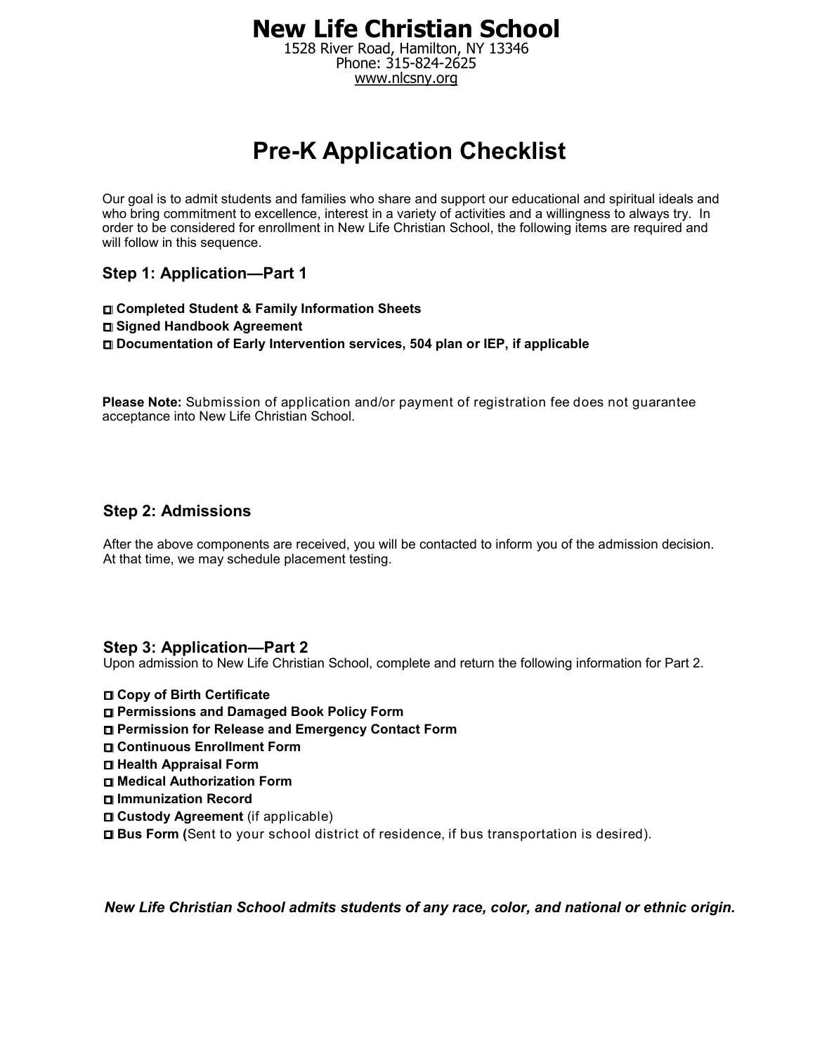# New Life Christian School

1528 River Road, Hamilton, NY 13346
Phone: 315-824-2625
www.nlcsny.org

## Pre-K Application Checklist

Our goal is to admit students and families who share and support our educational and spiritual ideals and who bring commitment to excellence, interest in a variety of activities and a willingness to always try. In order to be considered for enrollment in New Life Christian School, the following items are required and will follow in this sequence.

### Step 1: Application—Part 1

- ☐ **Completed Student & Family Information Sheets**
- ☐ **Signed Handbook Agreement**
- ☐ **Documentation of Early Intervention services, 504 plan or IEP, if applicable**

**Please Note:** Submission of application and/or payment of registration fee does not guarantee acceptance into New Life Christian School.

### Step 2: Admissions

After the above components are received, you will be contacted to inform you of the admission decision. At that time, we may schedule placement testing.

### Step 3: Application—Part 2

Upon admission to New Life Christian School, complete and return the following information for Part 2.

- ☐ **Copy of Birth Certificate**
- ☐ **Permissions and Damaged Book Policy Form**
- ☐ **Permission for Release and Emergency Contact Form**
- ☐ **Continuous Enrollment Form**
- ☐ **Health Appraisal Form**
- ☐ **Medical Authorization Form**
- ☐ **Immunization Record**
- ☐ **Custody Agreement** (if applicable)
- ☐ **Bus Form (**Sent to your school district of residence, if bus transportation is desired).

***New Life Christian School admits students of any race, color, and national or ethnic origin.***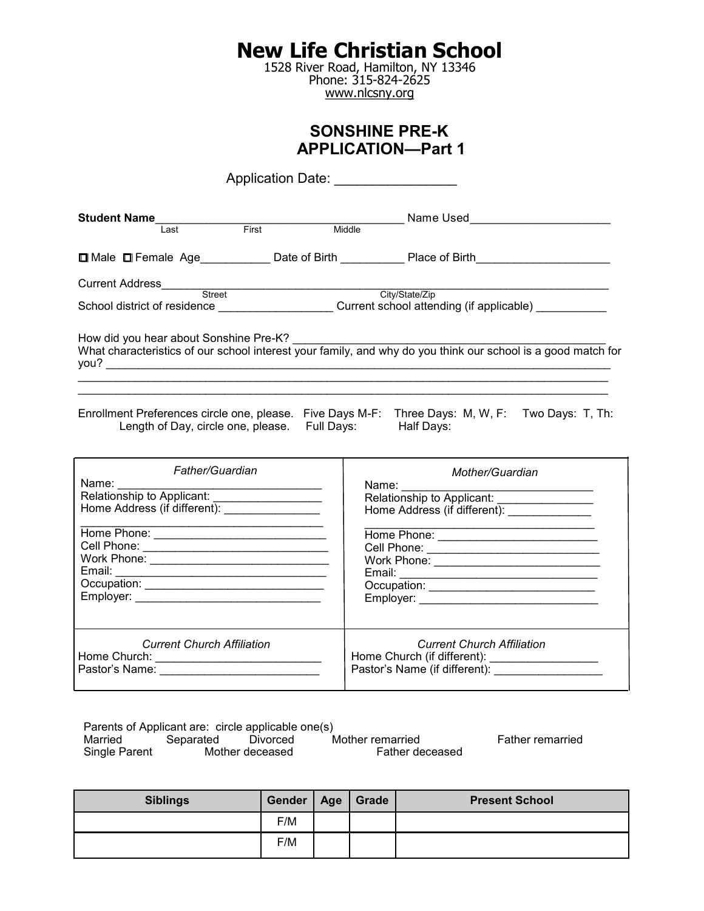# New Life Christian School

1528 River Road, Hamilton, NY 13346
Phone: 315-824-2625
www.nlcsny.org

## SONSHINE PRE-K
## APPLICATION—Part 1

Application Date: ________________

**Student Name**______________________________________ Name Used______________________
Last First Middle

☐ Male ☐ Female Age___________ Date of Birth __________ Place of Birth_____________________

Current Address__________________________________________________________________
Street City/State/Zip

School district of residence _________________ Current school attending (if applicable) ___________

How did you hear about Sonshine Pre-K? _________________________________________________

What characteristics of our school interest your family, and why do you think our school is a good match for you? ______________________________________________________________________________

__________________________________________________________________________________

__________________________________________________________________________________

Enrollment Preferences circle one, please. Five Days M-F: Three Days: M, W, F: Two Days: T, Th:

Length of Day, circle one, please. Full Days: Half Days:

| *Father/Guardian* | *Mother/Guardian* |
|---|---|
| Name: ________________________________<br>Relationship to Applicant: _________________<br>Home Address (if different): _______________<br>_____________________________________<br>Home Phone: ___________________________<br>Cell Phone: _____________________________<br>Work Phone: ____________________________<br>Email: _________________________________<br>Occupation: ____________________________<br>Employer: ______________________________ | Name: ______________________________<br>Relationship to Applicant: _______________<br>Home Address (if different): _____________<br>___________________________________<br>Home Phone: _________________________<br>Cell Phone: ___________________________<br>Work Phone: __________________________<br>Email: ______________________________<br>Occupation: __________________________<br>Employer: ____________________________ |
| *Current Church Affiliation*<br>Home Church: __________________________<br>Pastor's Name: _________________________ | *Current Church Affiliation*<br>Home Church (if different): _________________<br>Pastor's Name (if different): _________________ |

Parents of Applicant are: circle applicable one(s)

Married Separated Divorced Mother remarried Father remarried

Single Parent Mother deceased Father deceased

| Siblings | Gender | Age | Grade | Present School |
|---|---|---|---|---|
| | F/M | | | |
| | F/M | | | |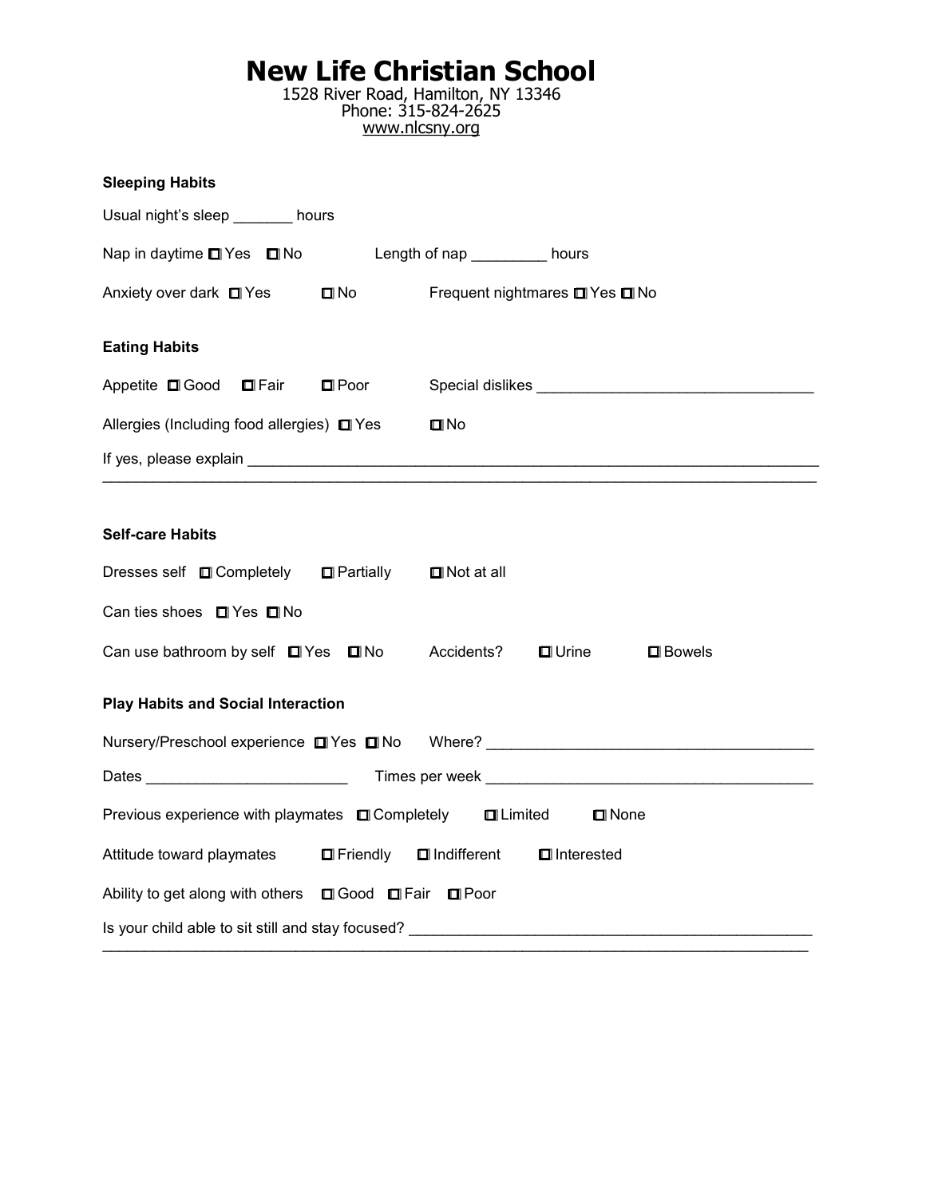# New Life Christian School

1528 River Road, Hamilton, NY 13346
Phone: 315-824-2625
www.nlcsny.org

**Sleeping Habits**

Usual night's sleep _______ hours

Nap in daytime ☐ Yes ☐ No Length of nap _________ hours

Anxiety over dark ☐ Yes ☐ No Frequent nightmares ☐ Yes ☐ No

**Eating Habits**

Appetite ☐ Good ☐ Fair ☐ Poor Special dislikes _________________________________

Allergies (Including food allergies) ☐ Yes ☐ No

If yes, please explain ______________________________________________________________________
______________________________________________________________________________________

**Self-care Habits**

Dresses self ☐ Completely ☐ Partially ☐ Not at all

Can ties shoes ☐ Yes ☐ No

Can use bathroom by self ☐ Yes ☐ No Accidents? ☐ Urine ☐ Bowels

**Play Habits and Social Interaction**

Nursery/Preschool experience ☐ Yes ☐ No Where? _______________________________________

Dates ________________________ Times per week _______________________________________

Previous experience with playmates ☐ Completely ☐ Limited ☐ None

Attitude toward playmates ☐ Friendly ☐ Indifferent ☐ Interested

Ability to get along with others ☐ Good ☐ Fair ☐ Poor

Is your child able to sit still and stay focused? ________________________________________________
______________________________________________________________________________________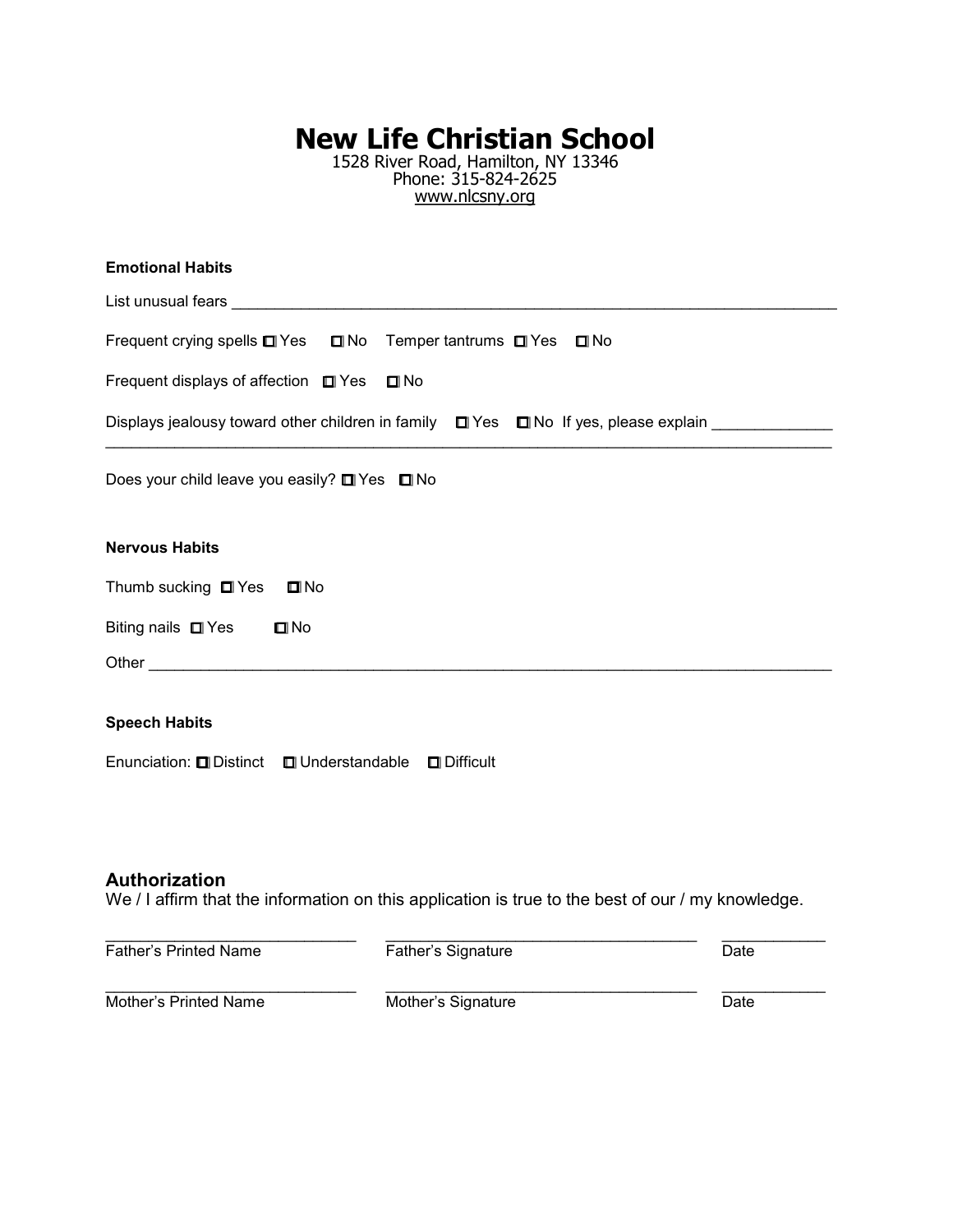# New Life Christian School

1528 River Road, Hamilton, NY 13346
Phone: 315-824-2625
www.nlcsny.org

**Emotional Habits**

List unusual fears ___________________________________________________________________________

Frequent crying spells ☐ Yes ☐ No Temper tantrums ☐ Yes ☐ No

Frequent displays of affection ☐ Yes ☐ No

Displays jealousy toward other children in family ☐ Yes ☐ No If yes, please explain ______________
___________________________________________________________________________________________

Does your child leave you easily? ☐ Yes ☐ No

**Nervous Habits**

Thumb sucking ☐ Yes ☐ No

Biting nails ☐ Yes ☐ No

Other _____________________________________________________________________________________

**Speech Habits**

Enunciation: ☐ Distinct ☐ Understandable ☐ Difficult

## Authorization

We / I affirm that the information on this application is true to the best of our / my knowledge.

______________________________ ____________________________________ ____________
Father's Printed Name Father's Signature Date

______________________________ ____________________________________ ____________
Mother's Printed Name Mother's Signature Date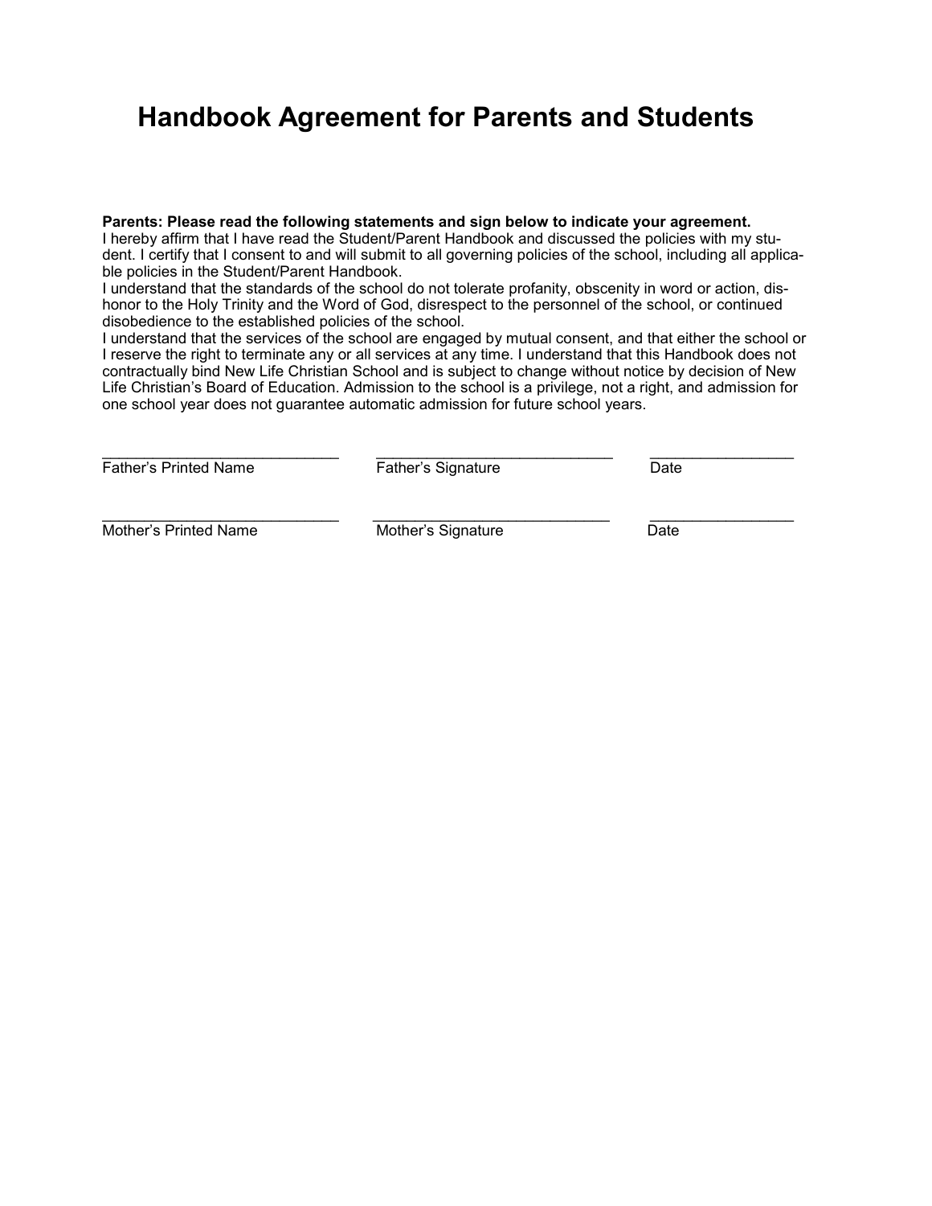# Handbook Agreement for Parents and Students

**Parents: Please read the following statements and sign below to indicate your agreement.**

I hereby affirm that I have read the Student/Parent Handbook and discussed the policies with my student. I certify that I consent to and will submit to all governing policies of the school, including all applicable policies in the Student/Parent Handbook.

I understand that the standards of the school do not tolerate profanity, obscenity in word or action, dishonor to the Holy Trinity and the Word of God, disrespect to the personnel of the school, or continued disobedience to the established policies of the school.

I understand that the services of the school are engaged by mutual consent, and that either the school or I reserve the right to terminate any or all services at any time. I understand that this Handbook does not contractually bind New Life Christian School and is subject to change without notice by decision of New Life Christian's Board of Education. Admission to the school is a privilege, not a right, and admission for one school year does not guarantee automatic admission for future school years.

| | | |
|---|---|---|
| ____________________________ | ____________________________ | _________________ |
| Father's Printed Name | Father's Signature | Date |
| ____________________________ | ____________________________ | _________________ |
| Mother's Printed Name | Mother's Signature | Date |